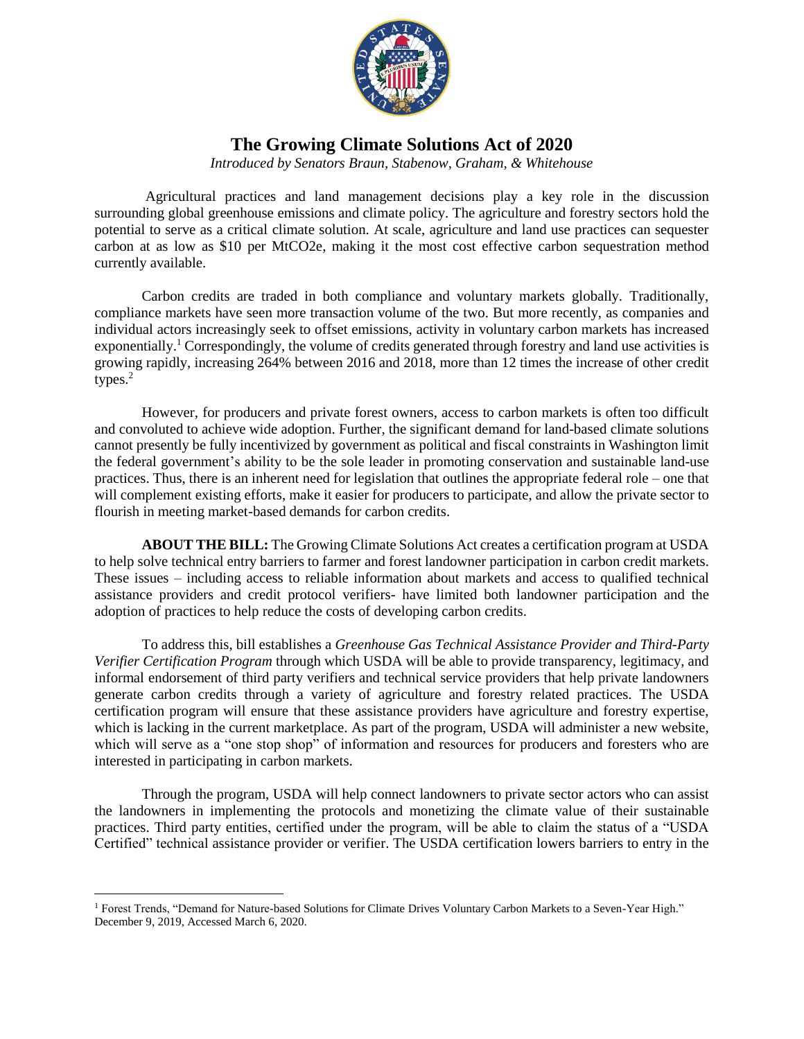# The Growing Climate Solutions Act of 2020

*Introduced by Senators Braun, Stabenow, Graham, & Whitehouse*

Agricultural practices and land management decisions play a key role in the discussion surrounding global greenhouse emissions and climate policy. The agriculture and forestry sectors hold the potential to serve as a critical climate solution. At scale, agriculture and land use practices can sequester carbon at as low as $10 per MtCO2e, making it the most cost effective carbon sequestration method currently available.

Carbon credits are traded in both compliance and voluntary markets globally. Traditionally, compliance markets have seen more transaction volume of the two. But more recently, as companies and individual actors increasingly seek to offset emissions, activity in voluntary carbon markets has increased exponentially.[1] Correspondingly, the volume of credits generated through forestry and land use activities is growing rapidly, increasing 264% between 2016 and 2018, more than 12 times the increase of other credit types.[2]

However, for producers and private forest owners, access to carbon markets is often too difficult and convoluted to achieve wide adoption. Further, the significant demand for land-based climate solutions cannot presently be fully incentivized by government as political and fiscal constraints in Washington limit the federal government's ability to be the sole leader in promoting conservation and sustainable land-use practices. Thus, there is an inherent need for legislation that outlines the appropriate federal role – one that will complement existing efforts, make it easier for producers to participate, and allow the private sector to flourish in meeting market-based demands for carbon credits.

**ABOUT THE BILL:** The Growing Climate Solutions Act creates a certification program at USDA to help solve technical entry barriers to farmer and forest landowner participation in carbon credit markets. These issues – including access to reliable information about markets and access to qualified technical assistance providers and credit protocol verifiers- have limited both landowner participation and the adoption of practices to help reduce the costs of developing carbon credits.

To address this, bill establishes a *Greenhouse Gas Technical Assistance Provider and Third-Party Verifier Certification Program* through which USDA will be able to provide transparency, legitimacy, and informal endorsement of third party verifiers and technical service providers that help private landowners generate carbon credits through a variety of agriculture and forestry related practices. The USDA certification program will ensure that these assistance providers have agriculture and forestry expertise, which is lacking in the current marketplace. As part of the program, USDA will administer a new website, which will serve as a "one stop shop" of information and resources for producers and foresters who are interested in participating in carbon markets.

Through the program, USDA will help connect landowners to private sector actors who can assist the landowners in implementing the protocols and monetizing the climate value of their sustainable practices. Third party entities, certified under the program, will be able to claim the status of a "USDA Certified" technical assistance provider or verifier. The USDA certification lowers barriers to entry in the

---

[1] Forest Trends, "Demand for Nature-based Solutions for Climate Drives Voluntary Carbon Markets to a Seven-Year High." December 9, 2019, Accessed March 6, 2020.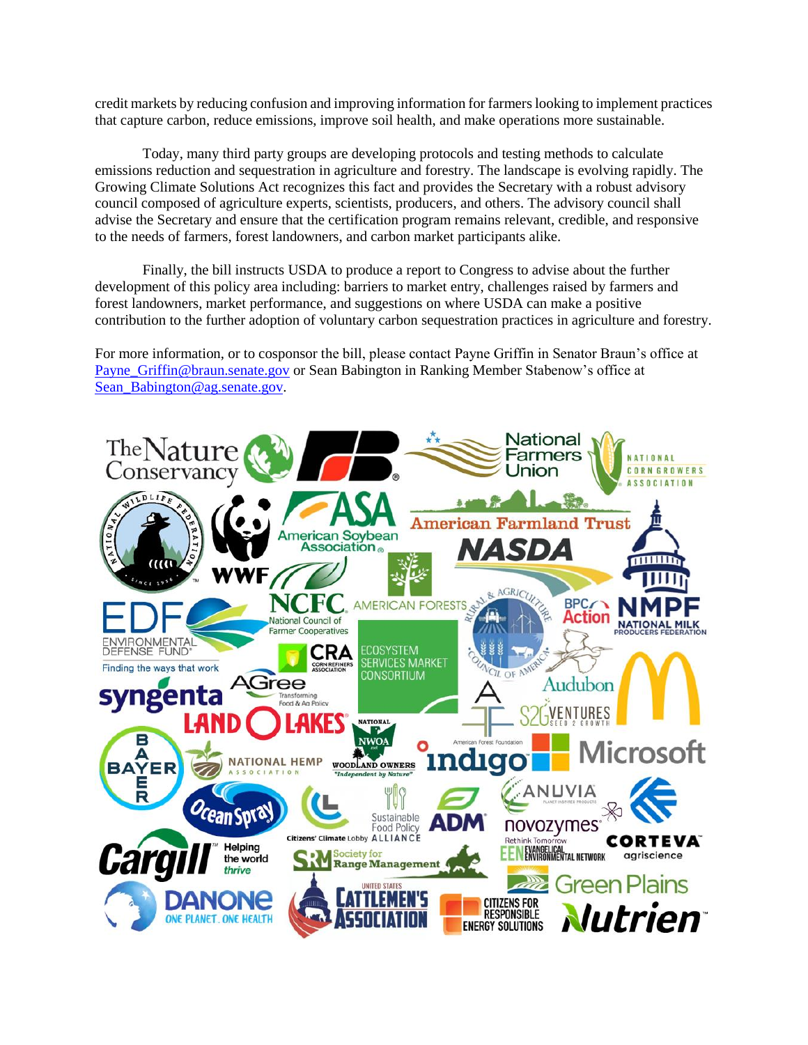credit markets by reducing confusion and improving information for farmers looking to implement practices that capture carbon, reduce emissions, improve soil health, and make operations more sustainable.

Today, many third party groups are developing protocols and testing methods to calculate emissions reduction and sequestration in agriculture and forestry. The landscape is evolving rapidly. The Growing Climate Solutions Act recognizes this fact and provides the Secretary with a robust advisory council composed of agriculture experts, scientists, producers, and others. The advisory council shall advise the Secretary and ensure that the certification program remains relevant, credible, and responsive to the needs of farmers, forest landowners, and carbon market participants alike.

Finally, the bill instructs USDA to produce a report to Congress to advise about the further development of this policy area including: barriers to market entry, challenges raised by farmers and forest landowners, market performance, and suggestions on where USDA can make a positive contribution to the further adoption of voluntary carbon sequestration practices in agriculture and forestry.

For more information, or to cosponsor the bill, please contact Payne Griffin in Senator Braun's office at Payne_Griffin@braun.senate.gov or Sean Babington in Ranking Member Stabenow's office at Sean_Babington@ag.senate.gov.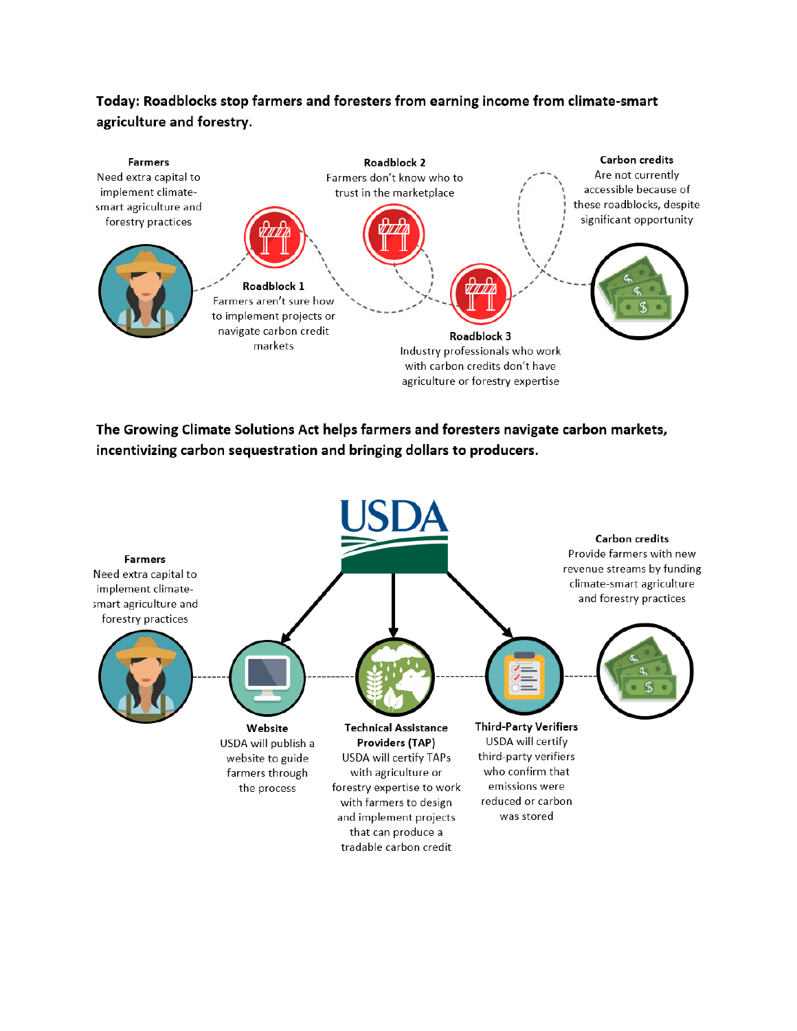**Today: Roadblocks stop farmers and foresters from earning income from climate-smart agriculture and forestry.**

**Farmers**
Need extra capital to implement climate-smart agriculture and forestry practices

**Roadblock 1**
Farmers aren't sure how to implement projects or navigate carbon credit markets

**Roadblock 2**
Farmers don't know who to trust in the marketplace

**Roadblock 3**
Industry professionals who work with carbon credits don't have agriculture or forestry expertise

**Carbon credits**
Are not currently accessible because of these roadblocks, despite significant opportunity

**The Growing Climate Solutions Act helps farmers and foresters navigate carbon markets, incentivizing carbon sequestration and bringing dollars to producers.**

USDA

**Farmers**
Need extra capital to implement climate-smart agriculture and forestry practices

**Website**
USDA will publish a website to guide farmers through the process

**Technical Assistance Providers (TAP)**
USDA will certify TAPs with agriculture or forestry expertise to work with farmers to design and implement projects that can produce a tradable carbon credit

**Third-Party Verifiers**
USDA will certify third-party verifiers who confirm that emissions were reduced or carbon was stored

**Carbon credits**
Provide farmers with new revenue streams by funding climate-smart agriculture and forestry practices